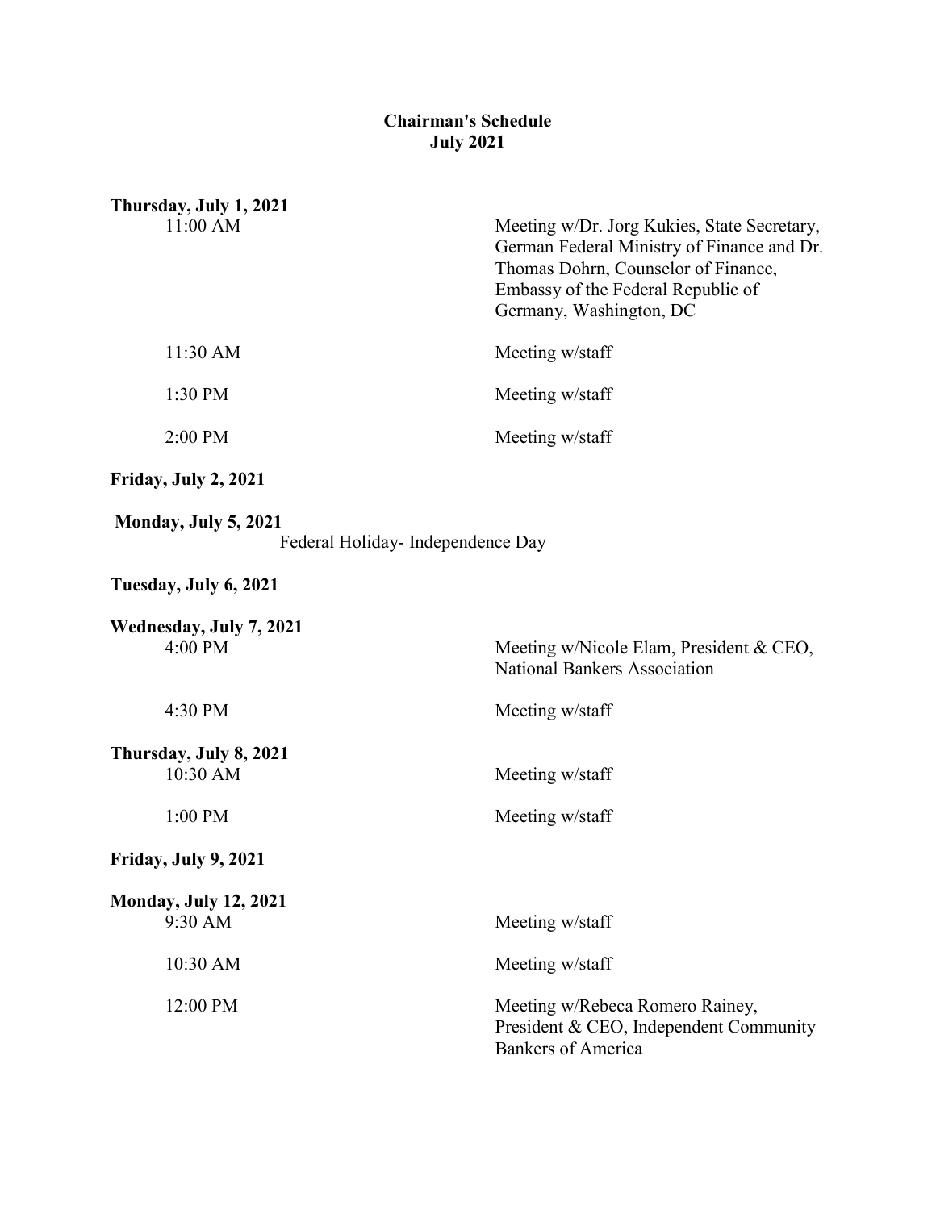# Chairman's Schedule
## July 2021

**Thursday, July 1, 2021**

| | |
|---|---|
| 11:00 AM | Meeting w/Dr. Jorg Kukies, State Secretary, German Federal Ministry of Finance and Dr. Thomas Dohrn, Counselor of Finance, Embassy of the Federal Republic of Germany, Washington, DC |
| 11:30 AM | Meeting w/staff |
| 1:30 PM | Meeting w/staff |
| 2:00 PM | Meeting w/staff |

**Friday, July 2, 2021**

**Monday, July 5, 2021**

Federal Holiday- Independence Day

**Tuesday, July 6, 2021**

**Wednesday, July 7, 2021**

| | |
|---|---|
| 4:00 PM | Meeting w/Nicole Elam, President & CEO, National Bankers Association |
| 4:30 PM | Meeting w/staff |

**Thursday, July 8, 2021**

| | |
|---|---|
| 10:30 AM | Meeting w/staff |
| 1:00 PM | Meeting w/staff |

**Friday, July 9, 2021**

**Monday, July 12, 2021**

| | |
|---|---|
| 9:30 AM | Meeting w/staff |
| 10:30 AM | Meeting w/staff |
| 12:00 PM | Meeting w/Rebeca Romero Rainey, President & CEO, Independent Community Bankers of America |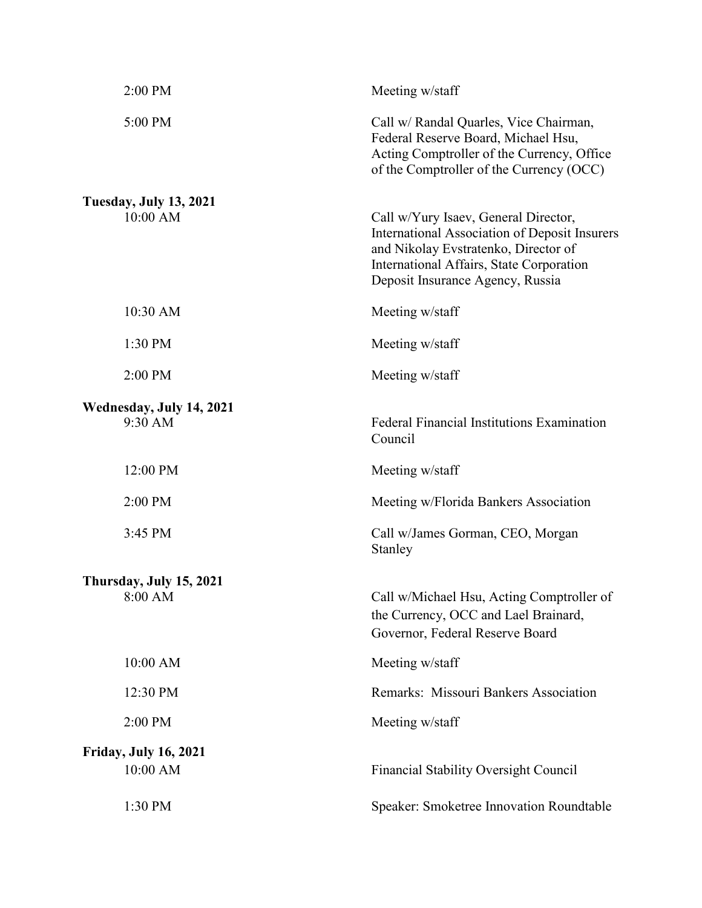| | |
|---|---|
| 2:00 PM | Meeting w/staff |
| 5:00 PM | Call w/ Randal Quarles, Vice Chairman, Federal Reserve Board, Michael Hsu, Acting Comptroller of the Currency, Office of the Comptroller of the Currency (OCC) |

**Tuesday, July 13, 2021**

| | |
|---|---|
| 10:00 AM | Call w/Yury Isaev, General Director, International Association of Deposit Insurers and Nikolay Evstratenko, Director of International Affairs, State Corporation Deposit Insurance Agency, Russia |
| 10:30 AM | Meeting w/staff |
| 1:30 PM | Meeting w/staff |
| 2:00 PM | Meeting w/staff |

**Wednesday, July 14, 2021**

| | |
|---|---|
| 9:30 AM | Federal Financial Institutions Examination Council |
| 12:00 PM | Meeting w/staff |
| 2:00 PM | Meeting w/Florida Bankers Association |
| 3:45 PM | Call w/James Gorman, CEO, Morgan Stanley |

**Thursday, July 15, 2021**

| | |
|---|---|
| 8:00 AM | Call w/Michael Hsu, Acting Comptroller of the Currency, OCC and Lael Brainard, Governor, Federal Reserve Board |
| 10:00 AM | Meeting w/staff |
| 12:30 PM | Remarks: Missouri Bankers Association |
| 2:00 PM | Meeting w/staff |

**Friday, July 16, 2021**

| | |
|---|---|
| 10:00 AM | Financial Stability Oversight Council |
| 1:30 PM | Speaker: Smoketree Innovation Roundtable |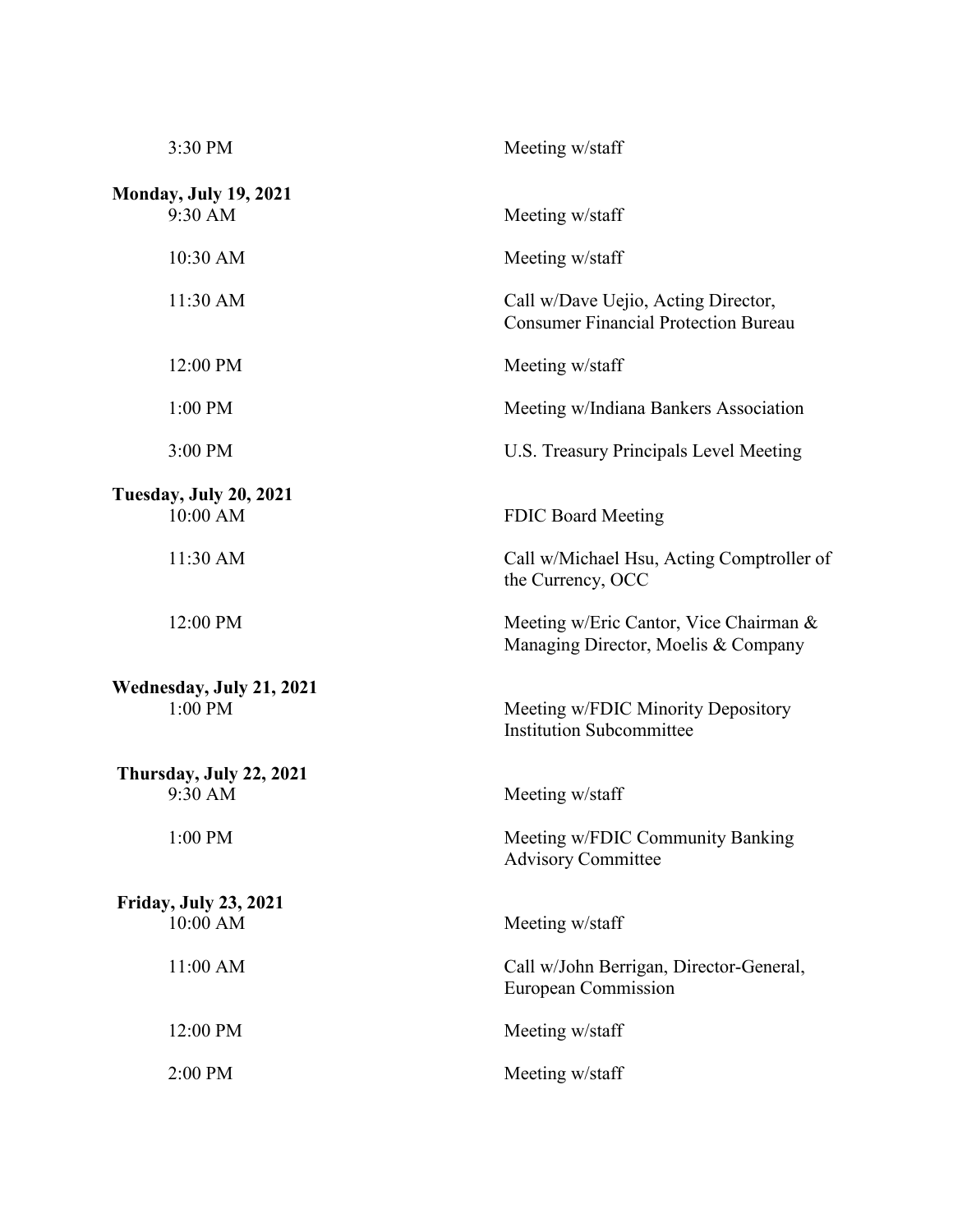| | |
|---|---|
| 3:30 PM | Meeting w/staff |
| **Monday, July 19, 2021** | |
| 9:30 AM | Meeting w/staff |
| 10:30 AM | Meeting w/staff |
| 11:30 AM | Call w/Dave Uejio, Acting Director, Consumer Financial Protection Bureau |
| 12:00 PM | Meeting w/staff |
| 1:00 PM | Meeting w/Indiana Bankers Association |
| 3:00 PM | U.S. Treasury Principals Level Meeting |
| **Tuesday, July 20, 2021** | |
| 10:00 AM | FDIC Board Meeting |
| 11:30 AM | Call w/Michael Hsu, Acting Comptroller of the Currency, OCC |
| 12:00 PM | Meeting w/Eric Cantor, Vice Chairman & Managing Director, Moelis & Company |
| **Wednesday, July 21, 2021** | |
| 1:00 PM | Meeting w/FDIC Minority Depository Institution Subcommittee |
| **Thursday, July 22, 2021** | |
| 9:30 AM | Meeting w/staff |
| 1:00 PM | Meeting w/FDIC Community Banking Advisory Committee |
| **Friday, July 23, 2021** | |
| 10:00 AM | Meeting w/staff |
| 11:00 AM | Call w/John Berrigan, Director-General, European Commission |
| 12:00 PM | Meeting w/staff |
| 2:00 PM | Meeting w/staff |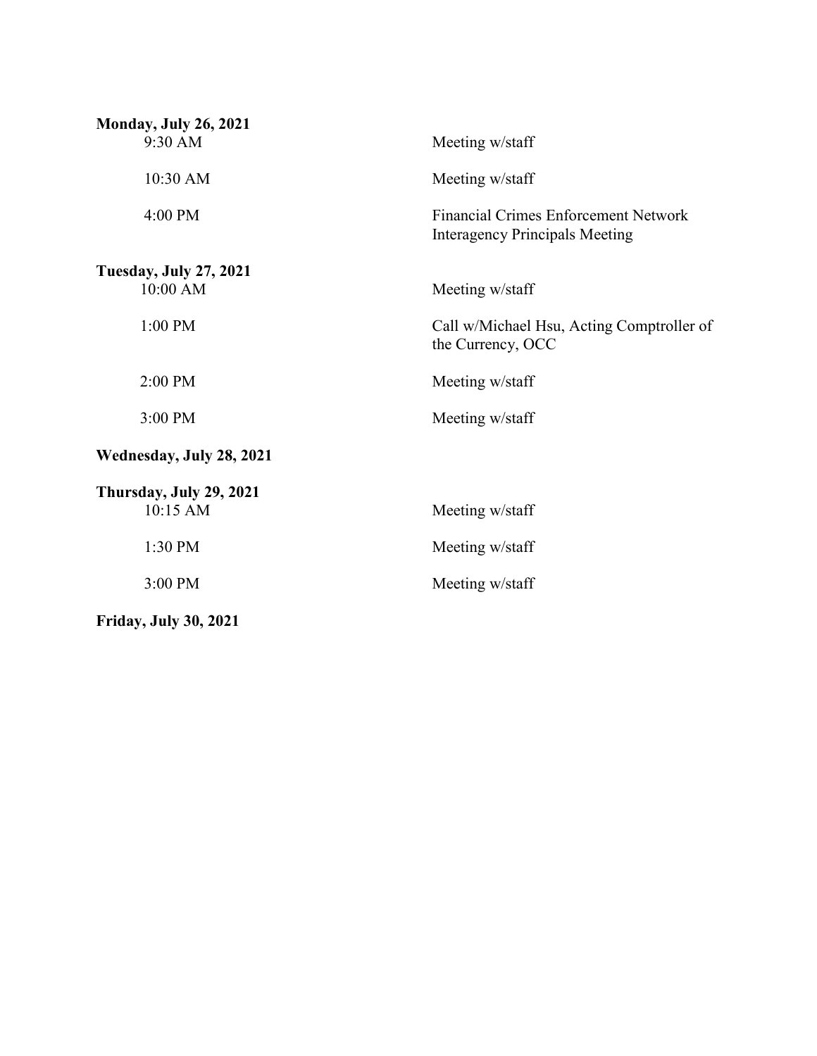**Monday, July 26, 2021**

| | |
|---|---|
| 9:30 AM | Meeting w/staff |
| 10:30 AM | Meeting w/staff |
| 4:00 PM | Financial Crimes Enforcement Network Interagency Principals Meeting |

**Tuesday, July 27, 2021**

| | |
|---|---|
| 10:00 AM | Meeting w/staff |
| 1:00 PM | Call w/Michael Hsu, Acting Comptroller of the Currency, OCC |
| 2:00 PM | Meeting w/staff |
| 3:00 PM | Meeting w/staff |

**Wednesday, July 28, 2021**

**Thursday, July 29, 2021**

| | |
|---|---|
| 10:15 AM | Meeting w/staff |
| 1:30 PM | Meeting w/staff |
| 3:00 PM | Meeting w/staff |

**Friday, July 30, 2021**